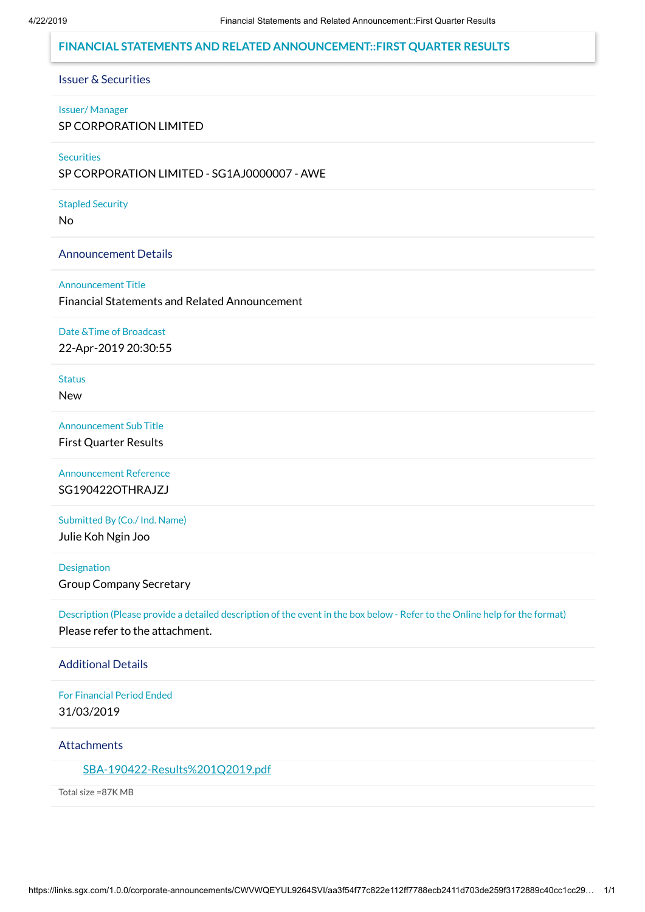# FINANCIAL STATEMENTS AND RELATED ANNOUNCEMENT::FIRST QUARTER RESULTS

## Issuer & Securities

**Issuer/ Manager**

SP CORPORATION LIMITED

**Securities**

SP CORPORATION LIMITED - SG1AJ0000007 - AWE

**Stapled Security**

No

## Announcement Details

**Announcement Title**

Financial Statements and Related Announcement

**Date &Time of Broadcast**

22-Apr-2019 20:30:55

**Status**

New

**Announcement Sub Title**

First Quarter Results

**Announcement Reference**

SG190422OTHRAJZJ

**Submitted By (Co./ Ind. Name)**

Julie Koh Ngin Joo

**Designation**

Group Company Secretary

**Description (Please provide a detailed description of the event in the box below - Refer to the Online help for the format)**

Please refer to the attachment.

## Additional Details

**For Financial Period Ended**

31/03/2019

## Attachments

SBA-190422-Results%201Q2019.pdf

Total size =87K MB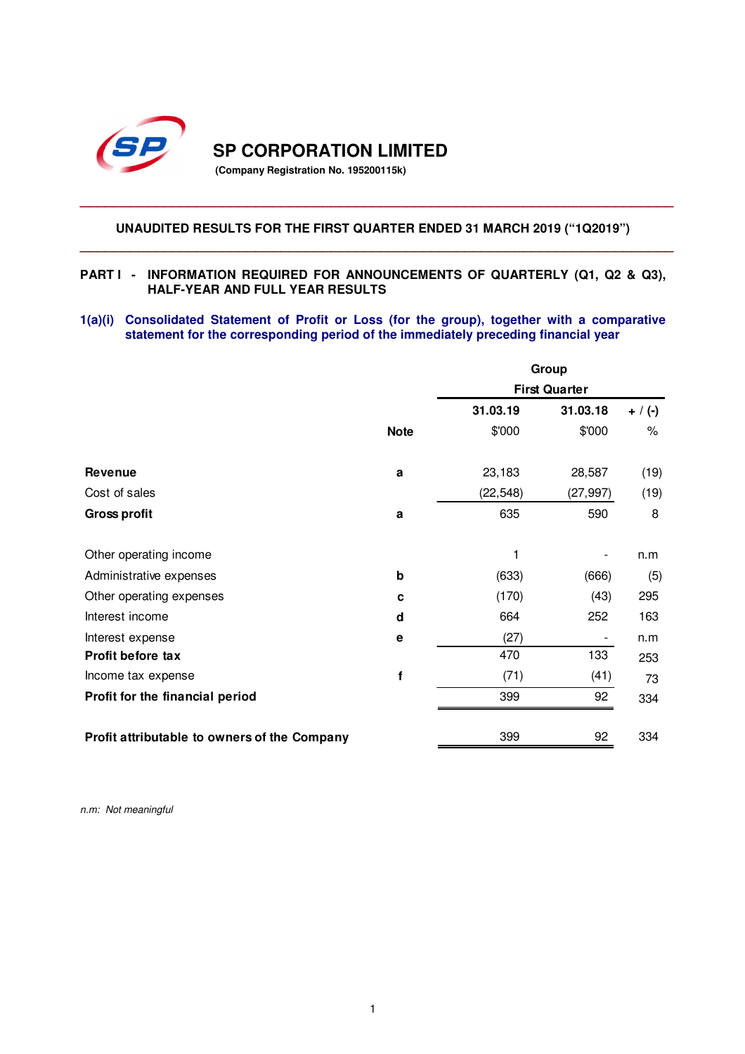# SP CORPORATION LIMITED

**(Company Registration No. 195200115k)**

---

**UNAUDITED RESULTS FOR THE FIRST QUARTER ENDED 31 MARCH 2019 ("1Q2019")**

---

**PART I - INFORMATION REQUIRED FOR ANNOUNCEMENTS OF QUARTERLY (Q1, Q2 & Q3), HALF-YEAR AND FULL YEAR RESULTS**

## 1(a)(i) Consolidated Statement of Profit or Loss (for the group), together with a comparative statement for the corresponding period of the immediately preceding financial year

| | | Group | | |
|---|---|---|---|---|
| | | First Quarter | | |
| | | 31.03.19 | 31.03.18 | + / (-) |
| | Note | $'000 | $'000 | % |
| **Revenue** | a | 23,183 | 28,587 | (19) |
| Cost of sales | | (22,548) | (27,997) | (19) |
| **Gross profit** | a | 635 | 590 | 8 |
| | | | | |
| Other operating income | | 1 | - | n.m |
| Administrative expenses | b | (633) | (666) | (5) |
| Other operating expenses | c | (170) | (43) | 295 |
| Interest income | d | 664 | 252 | 163 |
| Interest expense | e | (27) | - | n.m |
| **Profit before tax** | | 470 | 133 | 253 |
| Income tax expense | f | (71) | (41) | 73 |
| **Profit for the financial period** | | 399 | 92 | 334 |
| | | | | |
| **Profit attributable to owners of the Company** | | 399 | 92 | 334 |

*n.m: Not meaningful*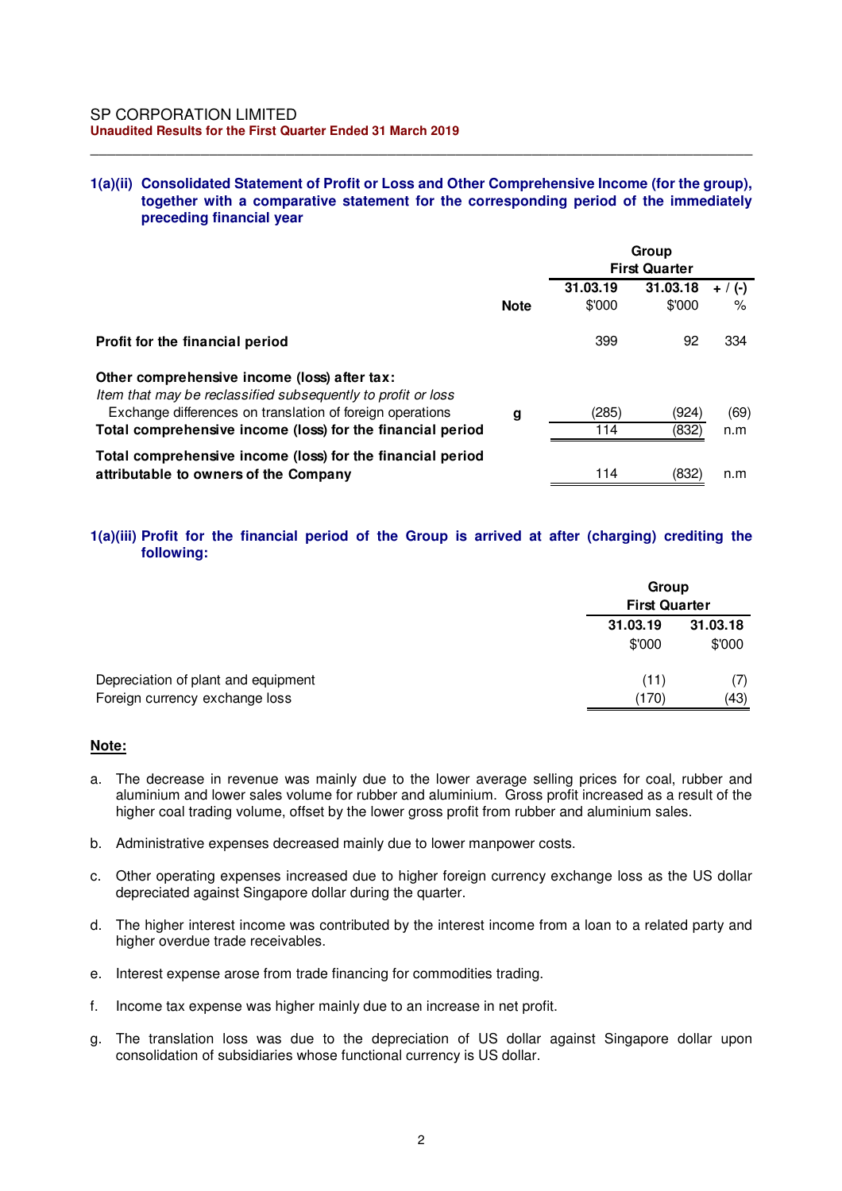SP CORPORATION LIMITED
**Unaudited Results for the First Quarter Ended 31 March 2019**

**1(a)(ii) Consolidated Statement of Profit or Loss and Other Comprehensive Income (for the group), together with a comparative statement for the corresponding period of the immediately preceding financial year**

| | Note | Group First Quarter | | |
|---|---|---|---|---|
| | | 31.03.19 | 31.03.18 | + / (-) |
| | | $'000 | $'000 | % |
| **Profit for the financial period** | | 399 | 92 | 334 |
| **Other comprehensive income (loss) after tax:** | | | | |
| *Item that may be reclassified subsequently to profit or loss* | | | | |
| Exchange differences on translation of foreign operations | g | (285) | (924) | (69) |
| **Total comprehensive income (loss) for the financial period** | | 114 | (832) | n.m |
| **Total comprehensive income (loss) for the financial period attributable to owners of the Company** | | 114 | (832) | n.m |

**1(a)(iii) Profit for the financial period of the Group is arrived at after (charging) crediting the following:**

| | Group First Quarter | |
|---|---|---|
| | 31.03.19 | 31.03.18 |
| | $'000 | $'000 |
| Depreciation of plant and equipment | (11) | (7) |
| Foreign currency exchange loss | (170) | (43) |

**Note:**

a. The decrease in revenue was mainly due to the lower average selling prices for coal, rubber and aluminium and lower sales volume for rubber and aluminium. Gross profit increased as a result of the higher coal trading volume, offset by the lower gross profit from rubber and aluminium sales.

b. Administrative expenses decreased mainly due to lower manpower costs.

c. Other operating expenses increased due to higher foreign currency exchange loss as the US dollar depreciated against Singapore dollar during the quarter.

d. The higher interest income was contributed by the interest income from a loan to a related party and higher overdue trade receivables.

e. Interest expense arose from trade financing for commodities trading.

f. Income tax expense was higher mainly due to an increase in net profit.

g. The translation loss was due to the depreciation of US dollar against Singapore dollar upon consolidation of subsidiaries whose functional currency is US dollar.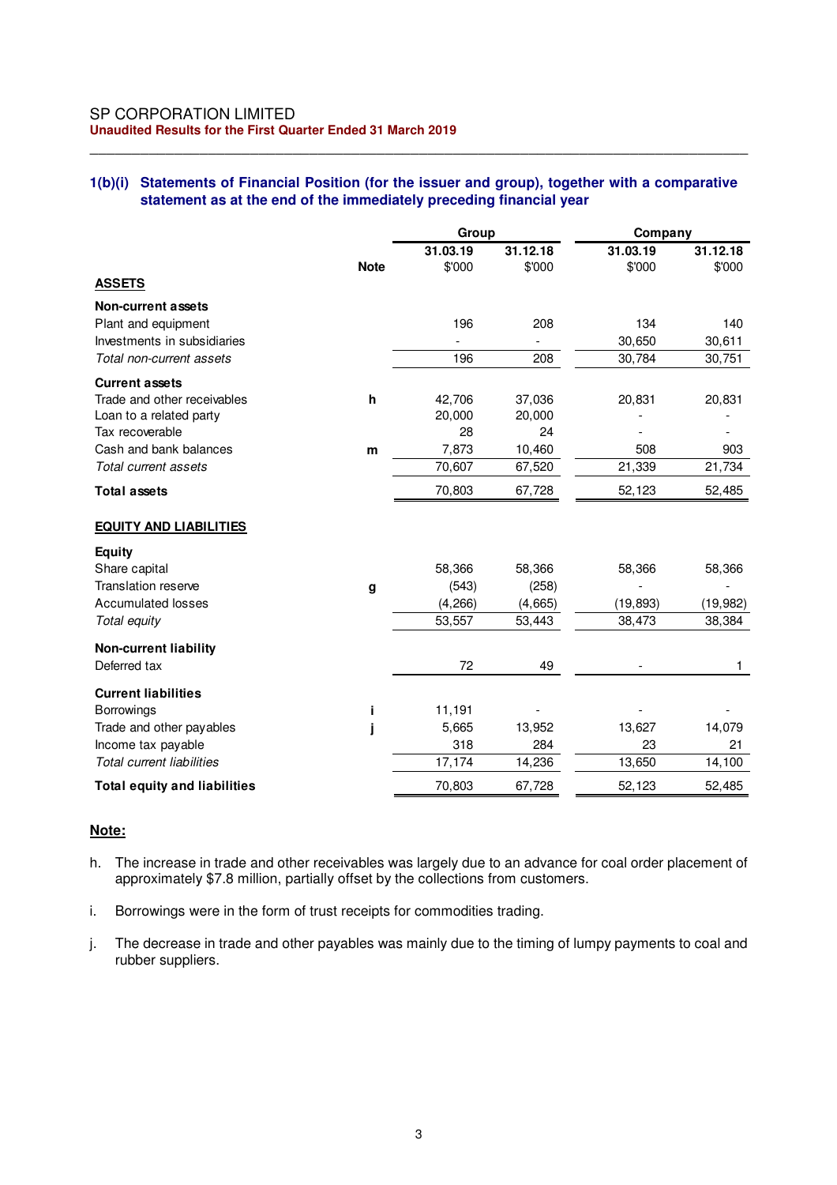SP CORPORATION LIMITED
**Unaudited Results for the First Quarter Ended 31 March 2019**

### 1(b)(i) Statements of Financial Position (for the issuer and group), together with a comparative statement as at the end of the immediately preceding financial year

| | Note | Group | | Company | |
|---|---|---|---|---|---|
| | | **31.03.19** | **31.12.18** | **31.03.19** | **31.12.18** |
| | | $'000 | $'000 | $'000 | $'000 |
| **ASSETS** | | | | | |
| **Non-current assets** | | | | | |
| Plant and equipment | | 196 | 208 | 134 | 140 |
| Investments in subsidiaries | | - | - | 30,650 | 30,611 |
| *Total non-current assets* | | 196 | 208 | 30,784 | 30,751 |
| **Current assets** | | | | | |
| Trade and other receivables | h | 42,706 | 37,036 | 20,831 | 20,831 |
| Loan to a related party | | 20,000 | 20,000 | - | - |
| Tax recoverable | | 28 | 24 | - | - |
| Cash and bank balances | m | 7,873 | 10,460 | 508 | 903 |
| *Total current assets* | | 70,607 | 67,520 | 21,339 | 21,734 |
| **Total assets** | | 70,803 | 67,728 | 52,123 | 52,485 |
| **EQUITY AND LIABILITIES** | | | | | |
| **Equity** | | | | | |
| Share capital | | 58,366 | 58,366 | 58,366 | 58,366 |
| Translation reserve | g | (543) | (258) | - | - |
| Accumulated losses | | (4,266) | (4,665) | (19,893) | (19,982) |
| *Total equity* | | 53,557 | 53,443 | 38,473 | 38,384 |
| **Non-current liability** | | | | | |
| Deferred tax | | 72 | 49 | - | 1 |
| **Current liabilities** | | | | | |
| Borrowings | i | 11,191 | - | - | - |
| Trade and other payables | j | 5,665 | 13,952 | 13,627 | 14,079 |
| Income tax payable | | 318 | 284 | 23 | 21 |
| *Total current liabilities* | | 17,174 | 14,236 | 13,650 | 14,100 |
| **Total equity and liabilities** | | 70,803 | 67,728 | 52,123 | 52,485 |

**Note:**

h. The increase in trade and other receivables was largely due to an advance for coal order placement of approximately $7.8 million, partially offset by the collections from customers.

i. Borrowings were in the form of trust receipts for commodities trading.

j. The decrease in trade and other payables was mainly due to the timing of lumpy payments to coal and rubber suppliers.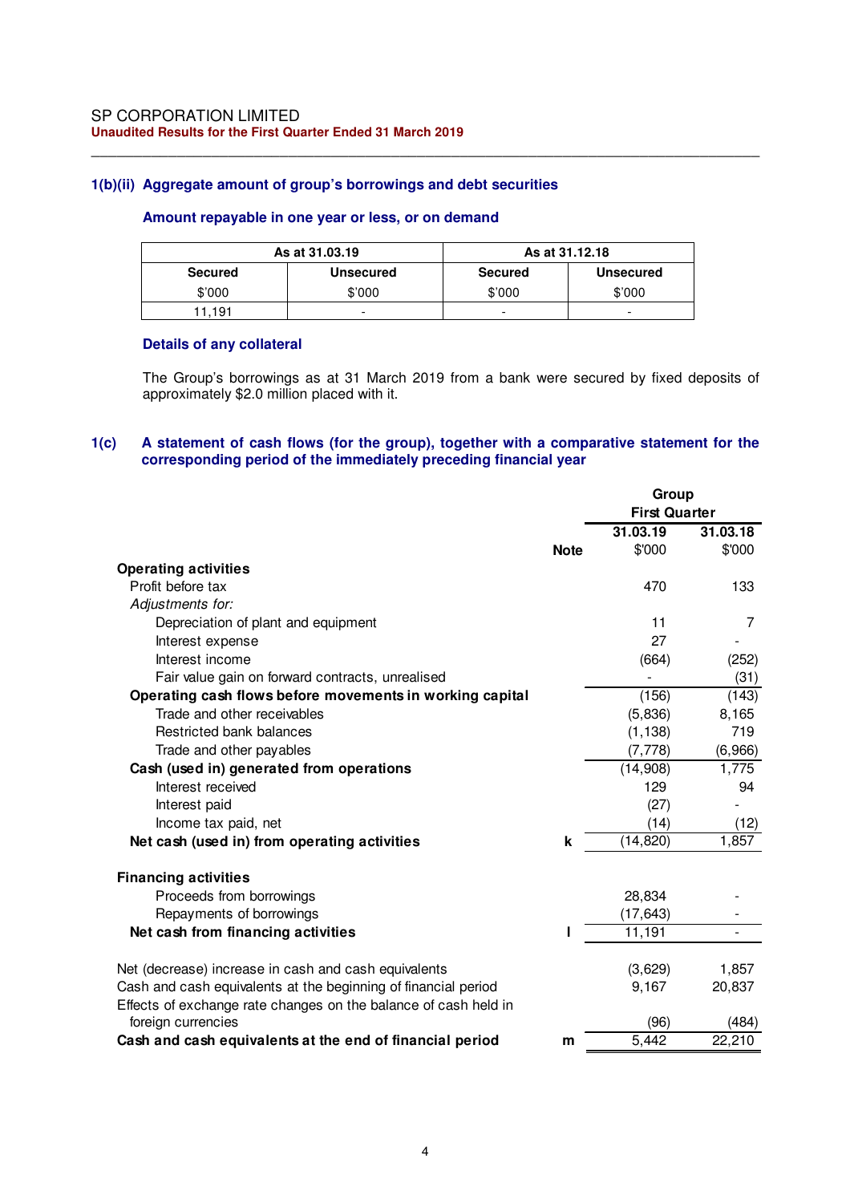## 1(b)(ii) Aggregate amount of group's borrowings and debt securities

### Amount repayable in one year or less, or on demand

| As at 31.03.19 | | As at 31.12.18 | |
|---|---|---|---|
| **Secured** | **Unsecured** | **Secured** | **Unsecured** |
| $'000 | $'000 | $'000 | $'000 |
| 11,191 | - | - | - |

### Details of any collateral

The Group's borrowings as at 31 March 2019 from a bank were secured by fixed deposits of approximately $2.0 million placed with it.

## 1(c) A statement of cash flows (for the group), together with a comparative statement for the corresponding period of the immediately preceding financial year

| | | Group First Quarter | |
|---|---|---|---|
| | | **31.03.19** | **31.03.18** |
| | **Note** | $'000 | $'000 |
| **Operating activities** | | | |
| Profit before tax | | 470 | 133 |
| *Adjustments for:* | | | |
| Depreciation of plant and equipment | | 11 | 7 |
| Interest expense | | 27 | - |
| Interest income | | (664) | (252) |
| Fair value gain on forward contracts, unrealised | | - | (31) |
| **Operating cash flows before movements in working capital** | | (156) | (143) |
| Trade and other receivables | | (5,836) | 8,165 |
| Restricted bank balances | | (1,138) | 719 |
| Trade and other payables | | (7,778) | (6,966) |
| **Cash (used in) generated from operations** | | (14,908) | 1,775 |
| Interest received | | 129 | 94 |
| Interest paid | | (27) | - |
| Income tax paid, net | | (14) | (12) |
| **Net cash (used in) from operating activities** | **k** | (14,820) | 1,857 |
| | | | |
| **Financing activities** | | | |
| Proceeds from borrowings | | 28,834 | - |
| Repayments of borrowings | | (17,643) | - |
| **Net cash from financing activities** | **l** | 11,191 | - |
| | | | |
| Net (decrease) increase in cash and cash equivalents | | (3,629) | 1,857 |
| Cash and cash equivalents at the beginning of financial period | | 9,167 | 20,837 |
| Effects of exchange rate changes on the balance of cash held in foreign currencies | | (96) | (484) |
| **Cash and cash equivalents at the end of financial period** | **m** | 5,442 | 22,210 |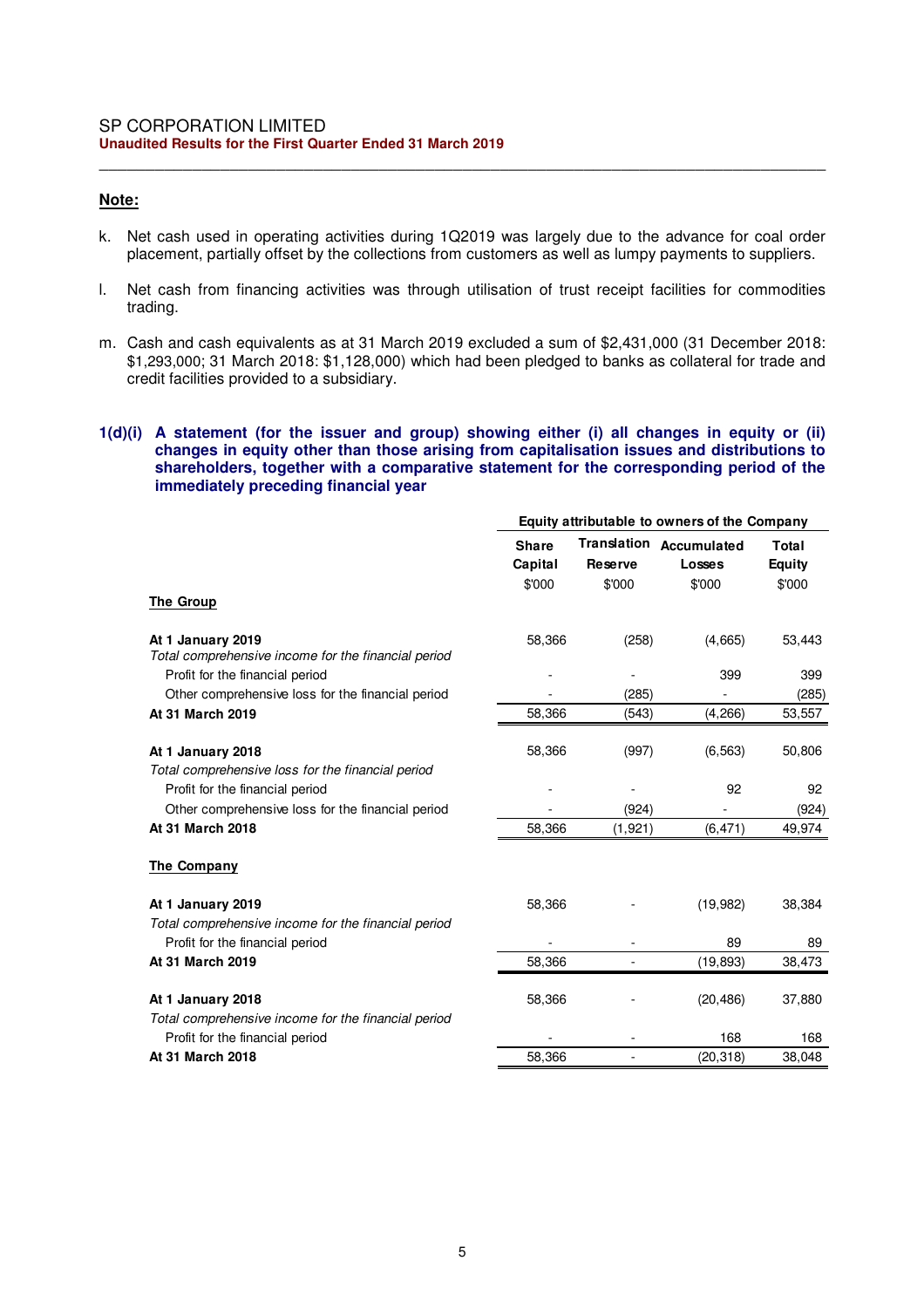**Note:**

k. Net cash used in operating activities during 1Q2019 was largely due to the advance for coal order placement, partially offset by the collections from customers as well as lumpy payments to suppliers.

l. Net cash from financing activities was through utilisation of trust receipt facilities for commodities trading.

m. Cash and cash equivalents as at 31 March 2019 excluded a sum of $2,431,000 (31 December 2018: $1,293,000; 31 March 2018: $1,128,000) which had been pledged to banks as collateral for trade and credit facilities provided to a subsidiary.

### 1(d)(i) A statement (for the issuer and group) showing either (i) all changes in equity or (ii) changes in equity other than those arising from capitalisation issues and distributions to shareholders, together with a comparative statement for the corresponding period of the immediately preceding financial year

| | Equity attributable to owners of the Company | | | |
|---|---|---|---|---|
| | Share Capital | Translation Reserve | Accumulated Losses | Total Equity |
| | $'000 | $'000 | $'000 | $'000 |
| **The Group** | | | | |
| **At 1 January 2019** | 58,366 | (258) | (4,665) | 53,443 |
| *Total comprehensive income for the financial period* | | | | |
| Profit for the financial period | - | - | 399 | 399 |
| Other comprehensive loss for the financial period | - | (285) | - | (285) |
| **At 31 March 2019** | 58,366 | (543) | (4,266) | 53,557 |
| | | | | |
| **At 1 January 2018** | 58,366 | (997) | (6,563) | 50,806 |
| *Total comprehensive loss for the financial period* | | | | |
| Profit for the financial period | - | - | 92 | 92 |
| Other comprehensive loss for the financial period | - | (924) | - | (924) |
| **At 31 March 2018** | 58,366 | (1,921) | (6,471) | 49,974 |
| | | | | |
| **The Company** | | | | |
| **At 1 January 2019** | 58,366 | - | (19,982) | 38,384 |
| *Total comprehensive income for the financial period* | | | | |
| Profit for the financial period | - | - | 89 | 89 |
| **At 31 March 2019** | 58,366 | - | (19,893) | 38,473 |
| | | | | |
| **At 1 January 2018** | 58,366 | - | (20,486) | 37,880 |
| *Total comprehensive income for the financial period* | | | | |
| Profit for the financial period | - | - | 168 | 168 |
| **At 31 March 2018** | 58,366 | - | (20,318) | 38,048 |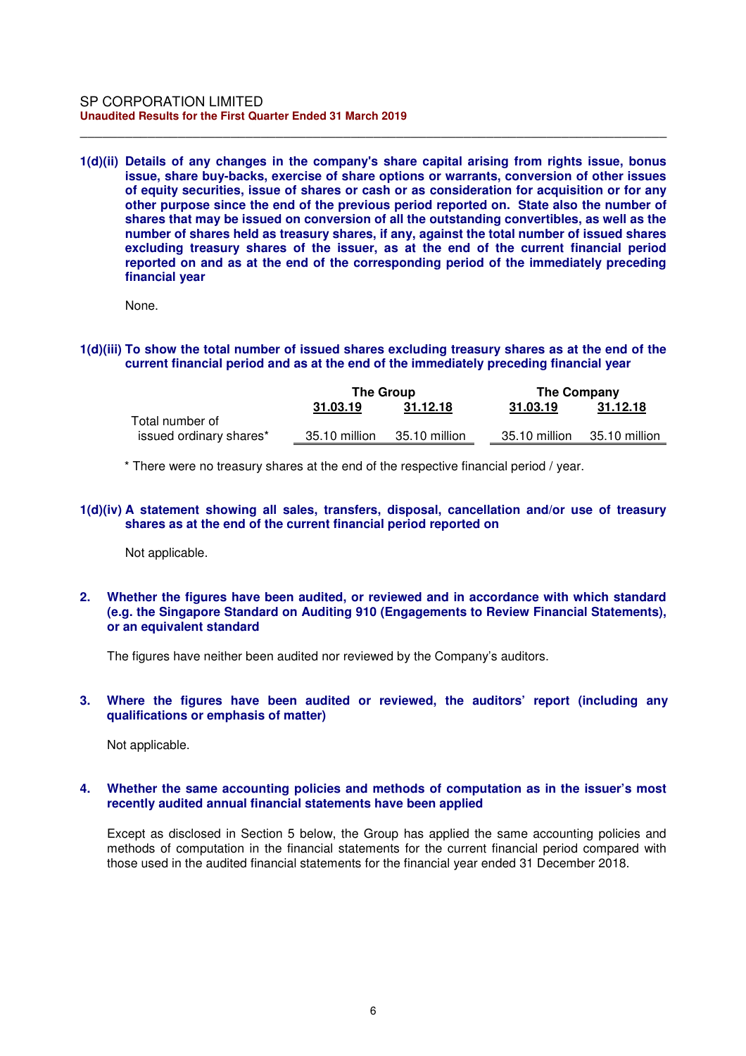**1(d)(ii) Details of any changes in the company's share capital arising from rights issue, bonus issue, share buy-backs, exercise of share options or warrants, conversion of other issues of equity securities, issue of shares or cash or as consideration for acquisition or for any other purpose since the end of the previous period reported on. State also the number of shares that may be issued on conversion of all the outstanding convertibles, as well as the number of shares held as treasury shares, if any, against the total number of issued shares excluding treasury shares of the issuer, as at the end of the current financial period reported on and as at the end of the corresponding period of the immediately preceding financial year**

None.

**1(d)(iii) To show the total number of issued shares excluding treasury shares as at the end of the current financial period and as at the end of the immediately preceding financial year**

| | The Group | | The Company | |
|---|---|---|---|---|
| | 31.03.19 | 31.12.18 | 31.03.19 | 31.12.18 |
| Total number of issued ordinary shares* | 35.10 million | 35.10 million | 35.10 million | 35.10 million |

\* There were no treasury shares at the end of the respective financial period / year.

**1(d)(iv) A statement showing all sales, transfers, disposal, cancellation and/or use of treasury shares as at the end of the current financial period reported on**

Not applicable.

**2. Whether the figures have been audited, or reviewed and in accordance with which standard (e.g. the Singapore Standard on Auditing 910 (Engagements to Review Financial Statements), or an equivalent standard**

The figures have neither been audited nor reviewed by the Company's auditors.

**3. Where the figures have been audited or reviewed, the auditors' report (including any qualifications or emphasis of matter)**

Not applicable.

**4. Whether the same accounting policies and methods of computation as in the issuer's most recently audited annual financial statements have been applied**

Except as disclosed in Section 5 below, the Group has applied the same accounting policies and methods of computation in the financial statements for the current financial period compared with those used in the audited financial statements for the financial year ended 31 December 2018.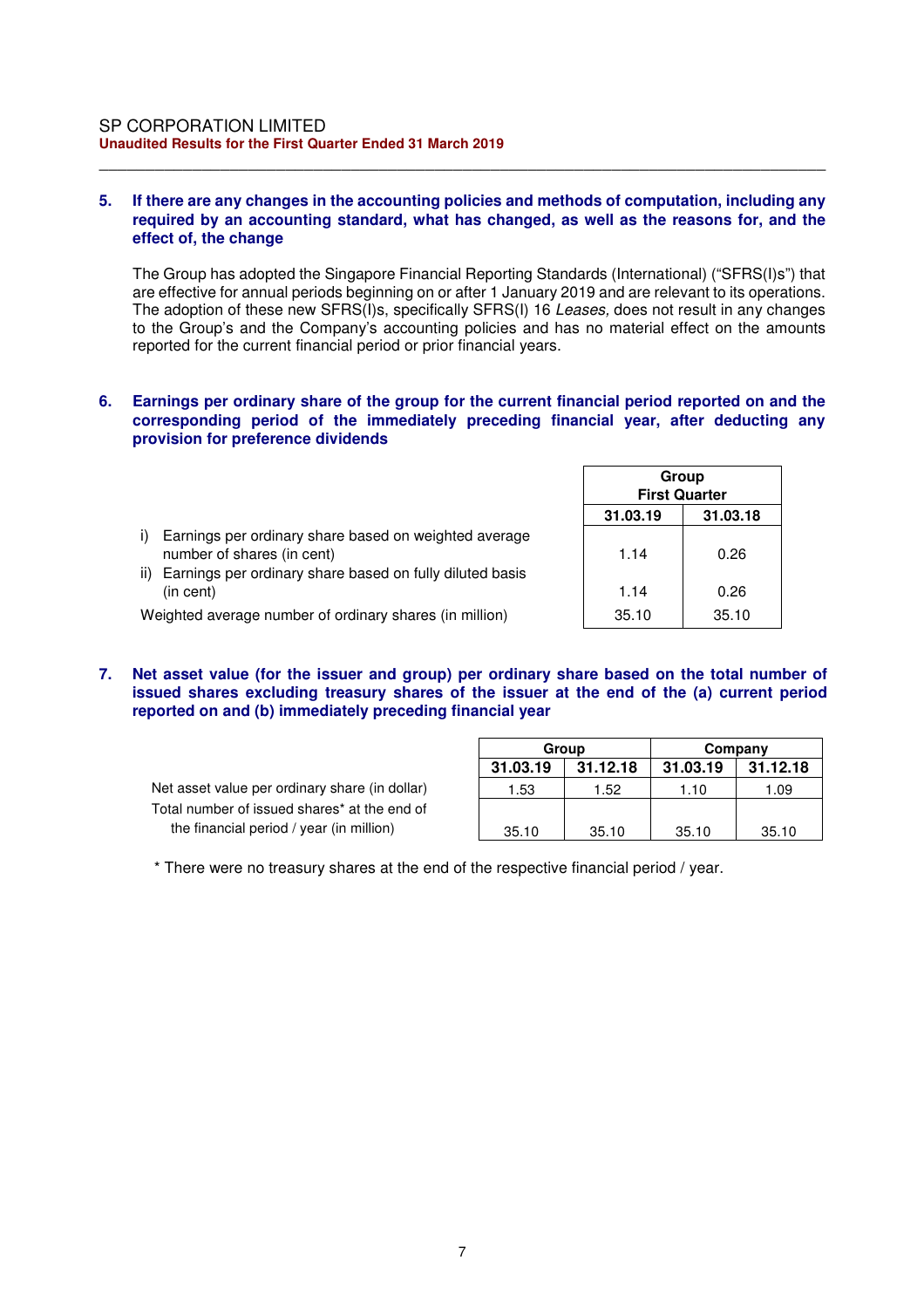## 5. If there are any changes in the accounting policies and methods of computation, including any required by an accounting standard, what has changed, as well as the reasons for, and the effect of, the change

The Group has adopted the Singapore Financial Reporting Standards (International) ("SFRS(I)s") that are effective for annual periods beginning on or after 1 January 2019 and are relevant to its operations. The adoption of these new SFRS(I)s, specifically SFRS(I) 16 *Leases,* does not result in any changes to the Group's and the Company's accounting policies and has no material effect on the amounts reported for the current financial period or prior financial years.

## 6. Earnings per ordinary share of the group for the current financial period reported on and the corresponding period of the immediately preceding financial year, after deducting any provision for preference dividends

| | Group First Quarter | |
|---|---|---|
| | **31.03.19** | **31.03.18** |
| i) Earnings per ordinary share based on weighted average number of shares (in cent) | 1.14 | 0.26 |
| ii) Earnings per ordinary share based on fully diluted basis (in cent) | 1.14 | 0.26 |
| Weighted average number of ordinary shares (in million) | 35.10 | 35.10 |

## 7. Net asset value (for the issuer and group) per ordinary share based on the total number of issued shares excluding treasury shares of the issuer at the end of the (a) current period reported on and (b) immediately preceding financial year

| | Group | | Company | |
|---|---|---|---|---|
| | **31.03.19** | **31.12.18** | **31.03.19** | **31.12.18** |
| Net asset value per ordinary share (in dollar) | 1.53 | 1.52 | 1.10 | 1.09 |
| Total number of issued shares* at the end of the financial period / year (in million) | 35.10 | 35.10 | 35.10 | 35.10 |

* There were no treasury shares at the end of the respective financial period / year.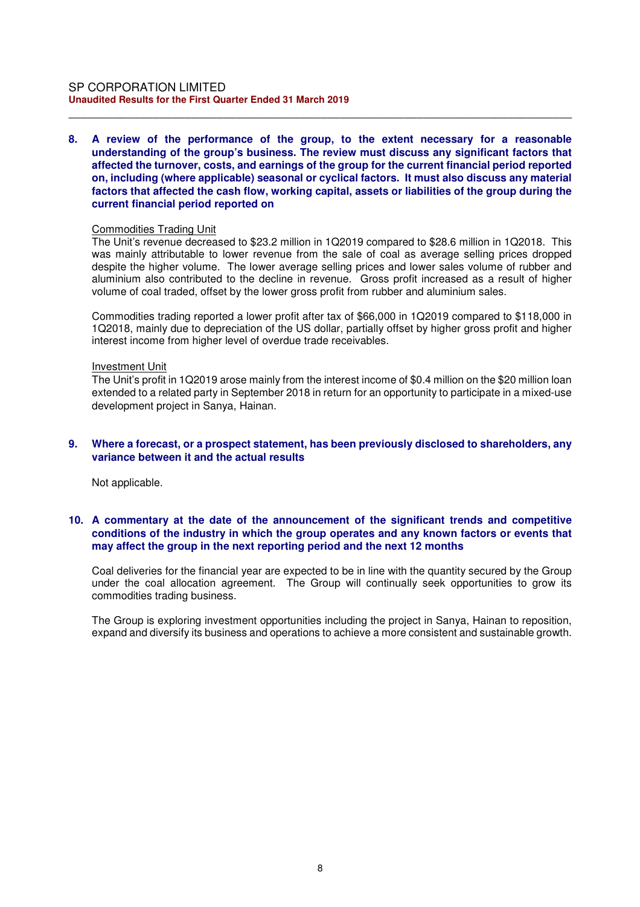**8. A review of the performance of the group, to the extent necessary for a reasonable understanding of the group's business. The review must discuss any significant factors that affected the turnover, costs, and earnings of the group for the current financial period reported on, including (where applicable) seasonal or cyclical factors. It must also discuss any material factors that affected the cash flow, working capital, assets or liabilities of the group during the current financial period reported on**

Commodities Trading Unit

The Unit's revenue decreased to $23.2 million in 1Q2019 compared to $28.6 million in 1Q2018. This was mainly attributable to lower revenue from the sale of coal as average selling prices dropped despite the higher volume. The lower average selling prices and lower sales volume of rubber and aluminium also contributed to the decline in revenue. Gross profit increased as a result of higher volume of coal traded, offset by the lower gross profit from rubber and aluminium sales.

Commodities trading reported a lower profit after tax of $66,000 in 1Q2019 compared to $118,000 in 1Q2018, mainly due to depreciation of the US dollar, partially offset by higher gross profit and higher interest income from higher level of overdue trade receivables.

Investment Unit

The Unit's profit in 1Q2019 arose mainly from the interest income of $0.4 million on the $20 million loan extended to a related party in September 2018 in return for an opportunity to participate in a mixed-use development project in Sanya, Hainan.

**9. Where a forecast, or a prospect statement, has been previously disclosed to shareholders, any variance between it and the actual results**

Not applicable.

**10. A commentary at the date of the announcement of the significant trends and competitive conditions of the industry in which the group operates and any known factors or events that may affect the group in the next reporting period and the next 12 months**

Coal deliveries for the financial year are expected to be in line with the quantity secured by the Group under the coal allocation agreement. The Group will continually seek opportunities to grow its commodities trading business.

The Group is exploring investment opportunities including the project in Sanya, Hainan to reposition, expand and diversify its business and operations to achieve a more consistent and sustainable growth.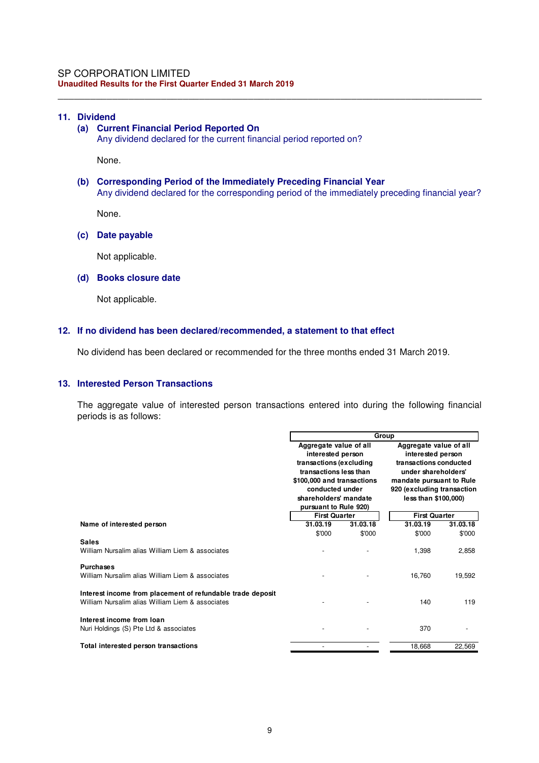## 11. Dividend

### (a) Current Financial Period Reported On

Any dividend declared for the current financial period reported on?

None.

### (b) Corresponding Period of the Immediately Preceding Financial Year

Any dividend declared for the corresponding period of the immediately preceding financial year?

None.

### (c) Date payable

Not applicable.

### (d) Books closure date

Not applicable.

## 12. If no dividend has been declared/recommended, a statement to that effect

No dividend has been declared or recommended for the three months ended 31 March 2019.

## 13. Interested Person Transactions

The aggregate value of interested person transactions entered into during the following financial periods is as follows:

| | Group | | | |
|---|---|---|---|---|
| | Aggregate value of all interested person transactions (excluding transactions less than $100,000 and transactions conducted under shareholders' mandate pursuant to Rule 920) | | Aggregate value of all interested person transactions conducted under shareholders' mandate pursuant to Rule 920 (excluding transaction less than $100,000) | |
| | First Quarter | | First Quarter | |
| **Name of interested person** | **31.03.19** | **31.03.18** | **31.03.19** | **31.03.18** |
| | $'000 | $'000 | $'000 | $'000 |
| **Sales** | | | | |
| William Nursalim alias William Liem & associates | - | - | 1,398 | 2,858 |
| **Purchases** | | | | |
| William Nursalim alias William Liem & associates | - | - | 16,760 | 19,592 |
| **Interest income from placement of refundable trade deposit** | | | | |
| William Nursalim alias William Liem & associates | - | - | 140 | 119 |
| **Interest income from loan** | | | | |
| Nuri Holdings (S) Pte Ltd & associates | - | - | 370 | - |
| **Total interested person transactions** | - | - | 18,668 | 22,569 |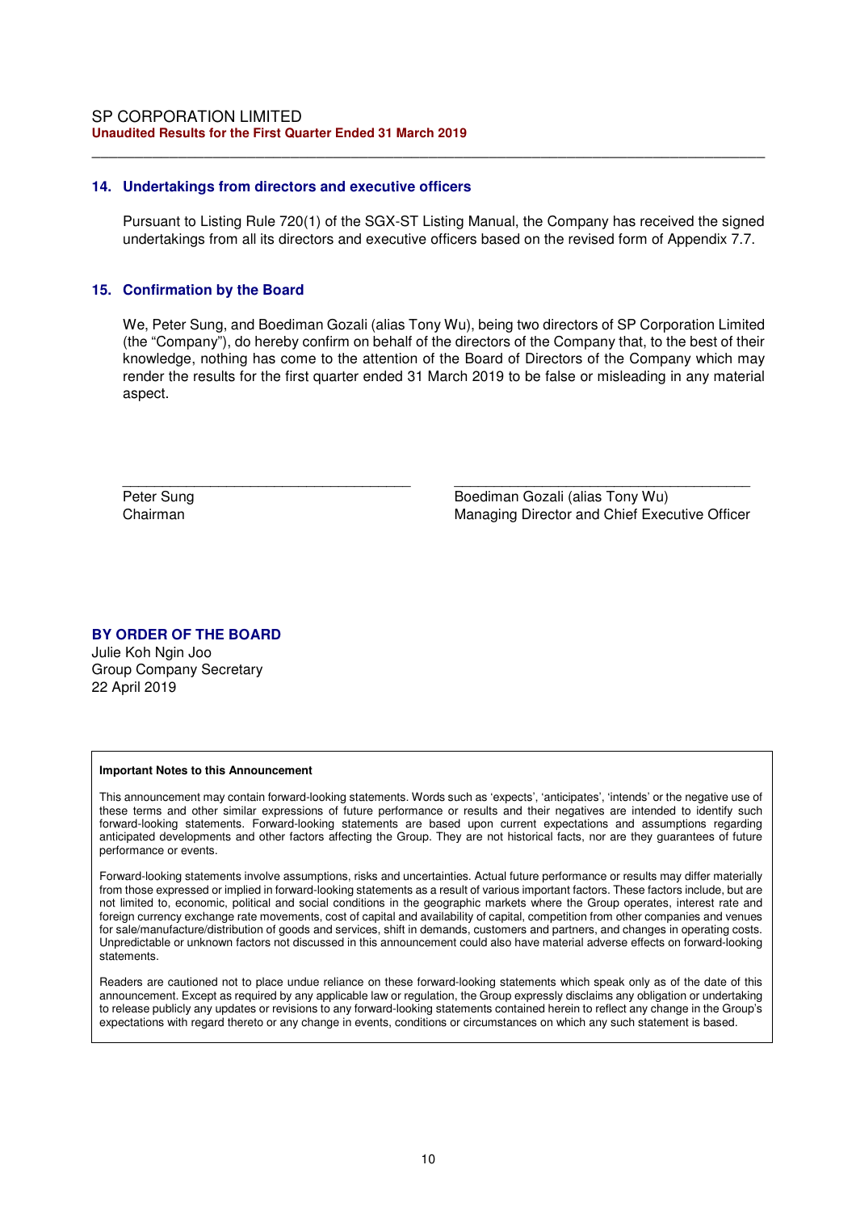## 14. Undertakings from directors and executive officers

Pursuant to Listing Rule 720(1) of the SGX-ST Listing Manual, the Company has received the signed undertakings from all its directors and executive officers based on the revised form of Appendix 7.7.

## 15. Confirmation by the Board

We, Peter Sung, and Boediman Gozali (alias Tony Wu), being two directors of SP Corporation Limited (the "Company"), do hereby confirm on behalf of the directors of the Company that, to the best of their knowledge, nothing has come to the attention of the Board of Directors of the Company which may render the results for the first quarter ended 31 March 2019 to be false or misleading in any material aspect.

Peter Sung
Chairman

Boediman Gozali (alias Tony Wu)
Managing Director and Chief Executive Officer

**BY ORDER OF THE BOARD**
Julie Koh Ngin Joo
Group Company Secretary
22 April 2019

**Important Notes to this Announcement**

This announcement may contain forward-looking statements. Words such as 'expects', 'anticipates', 'intends' or the negative use of these terms and other similar expressions of future performance or results and their negatives are intended to identify such forward-looking statements. Forward-looking statements are based upon current expectations and assumptions regarding anticipated developments and other factors affecting the Group. They are not historical facts, nor are they guarantees of future performance or events.

Forward-looking statements involve assumptions, risks and uncertainties. Actual future performance or results may differ materially from those expressed or implied in forward-looking statements as a result of various important factors. These factors include, but are not limited to, economic, political and social conditions in the geographic markets where the Group operates, interest rate and foreign currency exchange rate movements, cost of capital and availability of capital, competition from other companies and venues for sale/manufacture/distribution of goods and services, shift in demands, customers and partners, and changes in operating costs. Unpredictable or unknown factors not discussed in this announcement could also have material adverse effects on forward-looking statements.

Readers are cautioned not to place undue reliance on these forward-looking statements which speak only as of the date of this announcement. Except as required by any applicable law or regulation, the Group expressly disclaims any obligation or undertaking to release publicly any updates or revisions to any forward-looking statements contained herein to reflect any change in the Group's expectations with regard thereto or any change in events, conditions or circumstances on which any such statement is based.